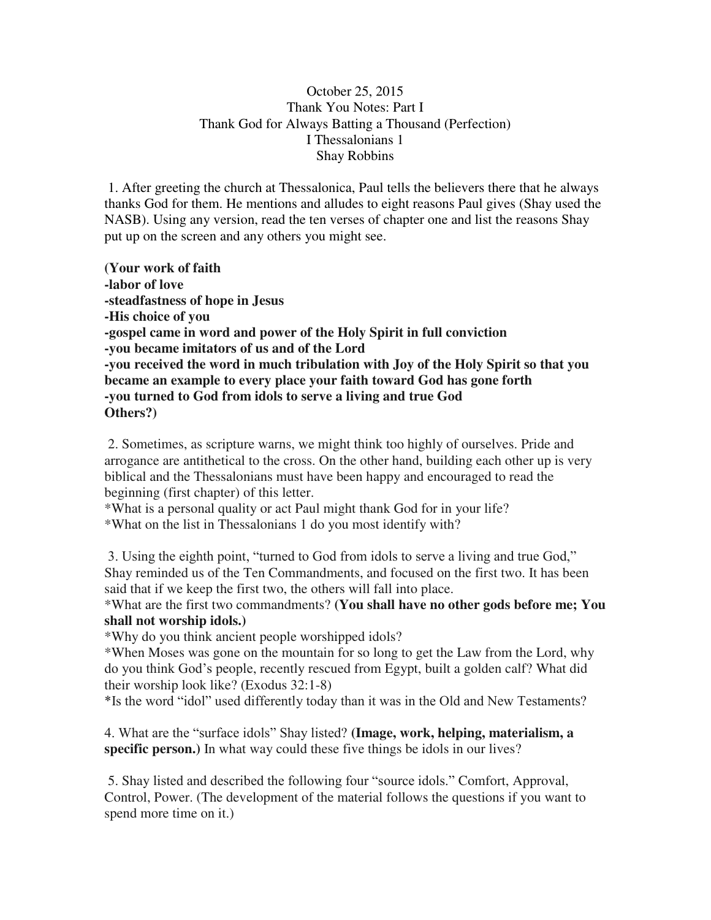# October 25, 2015
# Thank You Notes: Part I
# Thank God for Always Batting a Thousand (Perfection)
# I Thessalonians 1
# Shay Robbins

1. After greeting the church at Thessalonica, Paul tells the believers there that he always thanks God for them. He mentions and alludes to eight reasons Paul gives (Shay used the NASB). Using any version, read the ten verses of chapter one and list the reasons Shay put up on the screen and any others you might see.

**(Your work of faith**
**-labor of love**
**-steadfastness of hope in Jesus**
**-His choice of you**
**-gospel came in word and power of the Holy Spirit in full conviction**
**-you became imitators of us and of the Lord**
**-you received the word in much tribulation with Joy of the Holy Spirit so that you became an example to every place your faith toward God has gone forth**
**-you turned to God from idols to serve a living and true God**
**Others?)**

2. Sometimes, as scripture warns, we might think too highly of ourselves. Pride and arrogance are antithetical to the cross. On the other hand, building each other up is very biblical and the Thessalonians must have been happy and encouraged to read the beginning (first chapter) of this letter.
*What is a personal quality or act Paul might thank God for in your life?
*What on the list in Thessalonians 1 do you most identify with?

3. Using the eighth point, "turned to God from idols to serve a living and true God," Shay reminded us of the Ten Commandments, and focused on the first two. It has been said that if we keep the first two, the others will fall into place.
*What are the first two commandments? **(You shall have no other gods before me; You shall not worship idols.)**
*Why do you think ancient people worshipped idols?
*When Moses was gone on the mountain for so long to get the Law from the Lord, why do you think God's people, recently rescued from Egypt, built a golden calf? What did their worship look like? (Exodus 32:1-8)
*Is the word "idol" used differently today than it was in the Old and New Testaments?

4. What are the "surface idols" Shay listed? **(Image, work, helping, materialism, a specific person.)** In what way could these five things be idols in our lives?

5. Shay listed and described the following four "source idols." Comfort, Approval, Control, Power. (The development of the material follows the questions if you want to spend more time on it.)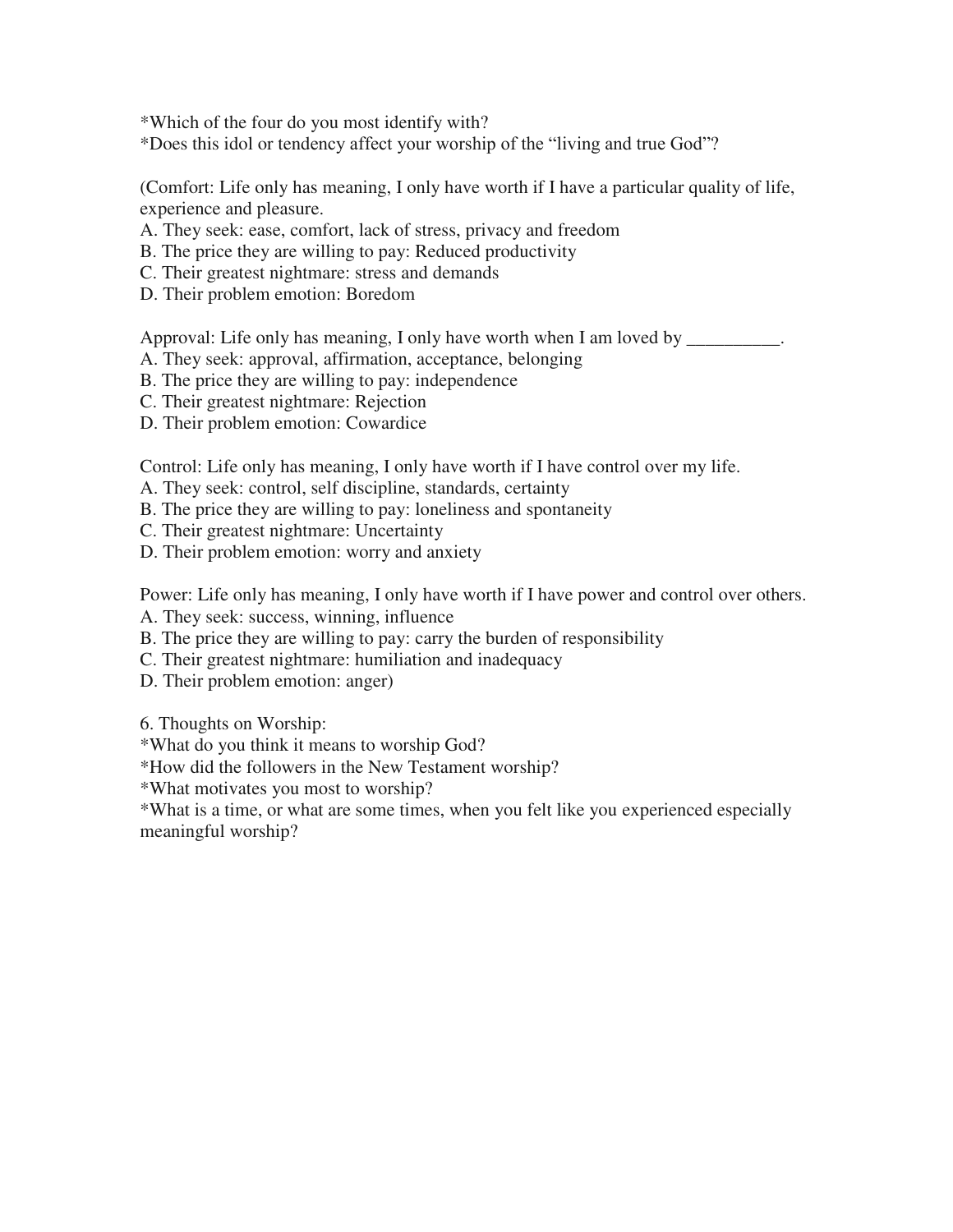*Which of the four do you most identify with?
*Does this idol or tendency affect your worship of the "living and true God"?

(Comfort: Life only has meaning, I only have worth if I have a particular quality of life, experience and pleasure.
A. They seek: ease, comfort, lack of stress, privacy and freedom
B. The price they are willing to pay: Reduced productivity
C. Their greatest nightmare: stress and demands
D. Their problem emotion: Boredom

Approval: Life only has meaning, I only have worth when I am loved by __________.
A. They seek: approval, affirmation, acceptance, belonging
B. The price they are willing to pay: independence
C. Their greatest nightmare: Rejection
D. Their problem emotion: Cowardice

Control: Life only has meaning, I only have worth if I have control over my life.
A. They seek: control, self discipline, standards, certainty
B. The price they are willing to pay: loneliness and spontaneity
C. Their greatest nightmare: Uncertainty
D. Their problem emotion: worry and anxiety

Power: Life only has meaning, I only have worth if I have power and control over others.
A. They seek: success, winning, influence
B. The price they are willing to pay: carry the burden of responsibility
C. Their greatest nightmare: humiliation and inadequacy
D. Their problem emotion: anger)

6. Thoughts on Worship:
*What do you think it means to worship God?
*How did the followers in the New Testament worship?
*What motivates you most to worship?
*What is a time, or what are some times, when you felt like you experienced especially meaningful worship?